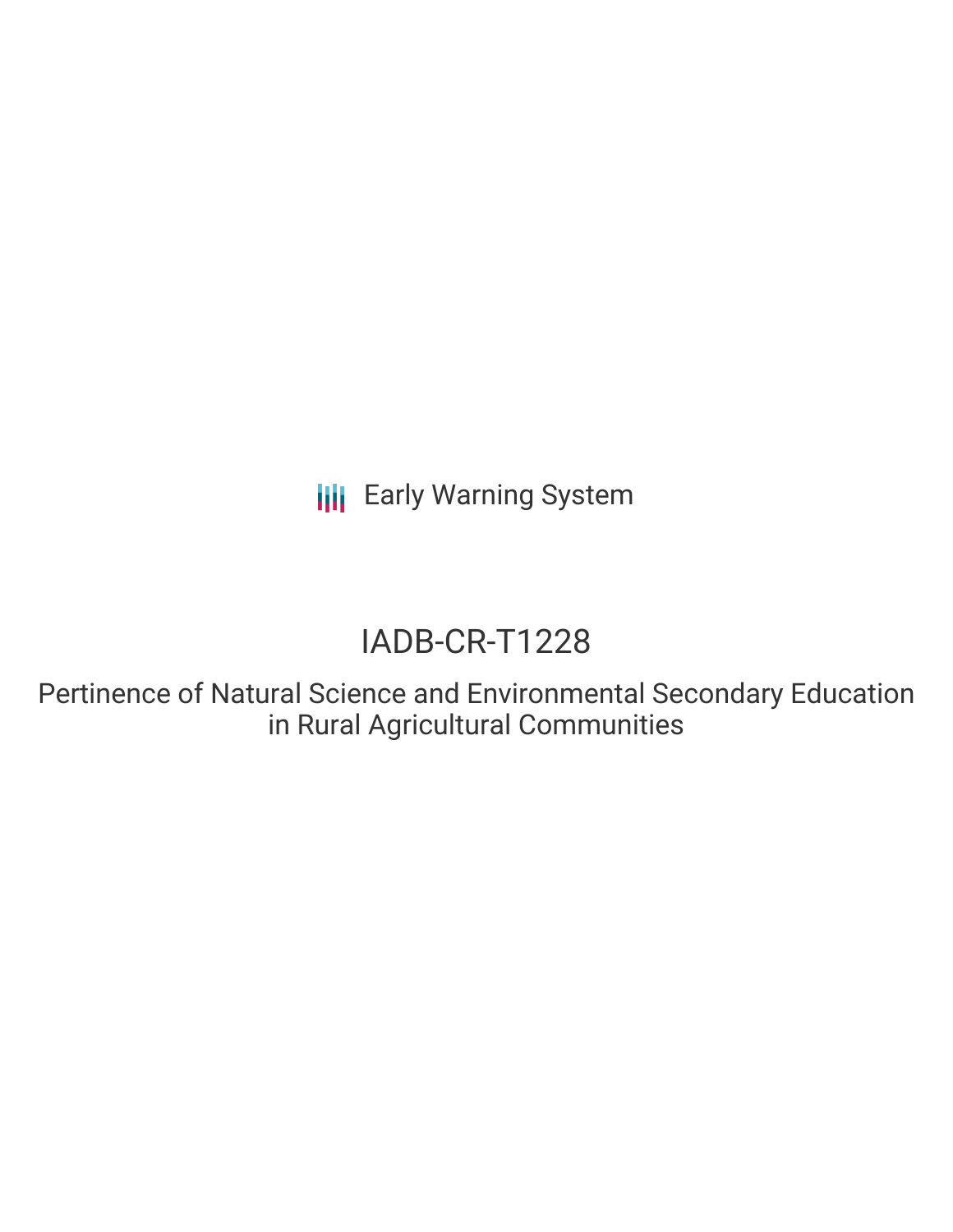Early Warning System

# IADB-CR-T1228

## Pertinence of Natural Science and Environmental Secondary Education in Rural Agricultural Communities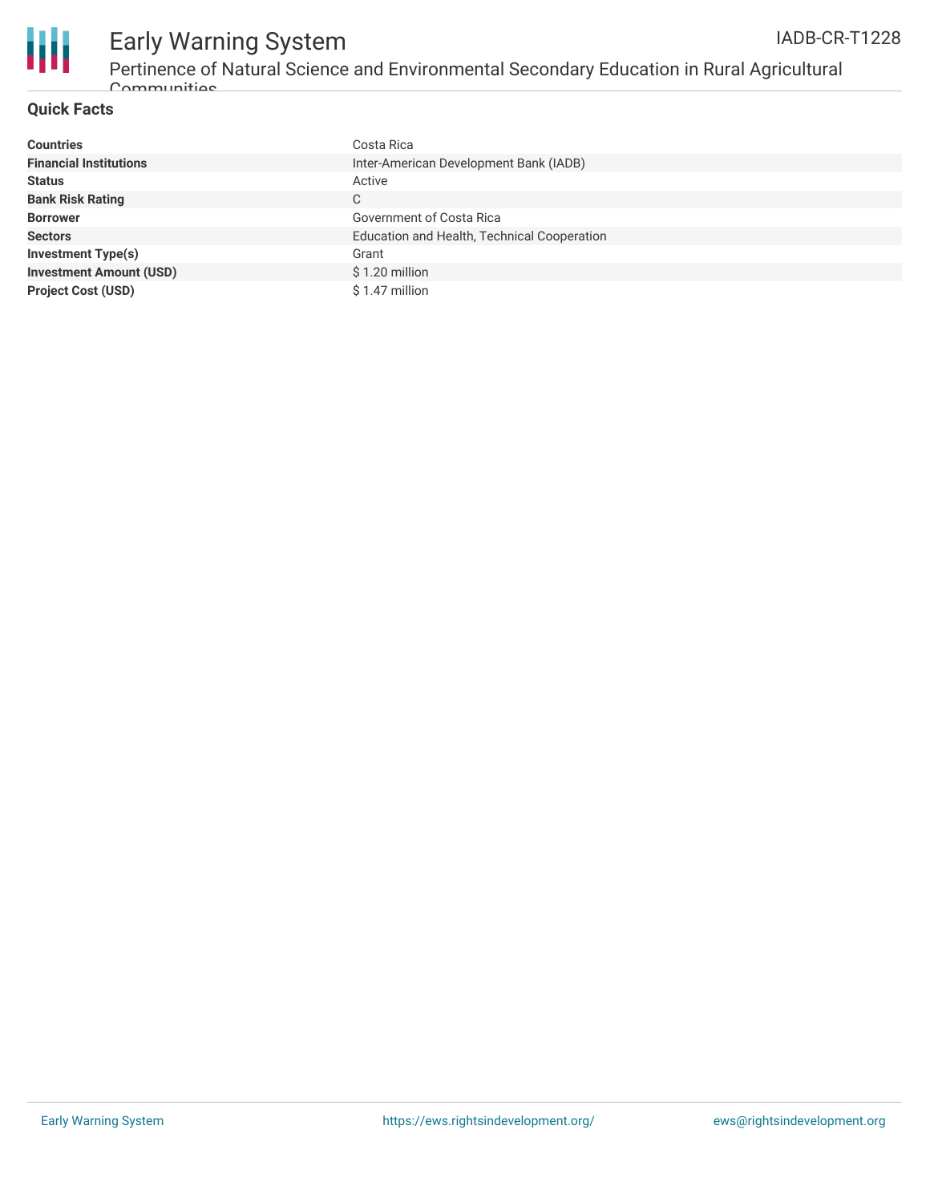## Quick Facts

| | |
|---|---|
| **Countries** | Costa Rica |
| **Financial Institutions** | Inter-American Development Bank (IADB) |
| **Status** | Active |
| **Bank Risk Rating** | C |
| **Borrower** | Government of Costa Rica |
| **Sectors** | Education and Health, Technical Cooperation |
| **Investment Type(s)** | Grant |
| **Investment Amount (USD)** | $ 1.20 million |
| **Project Cost (USD)** | $ 1.47 million |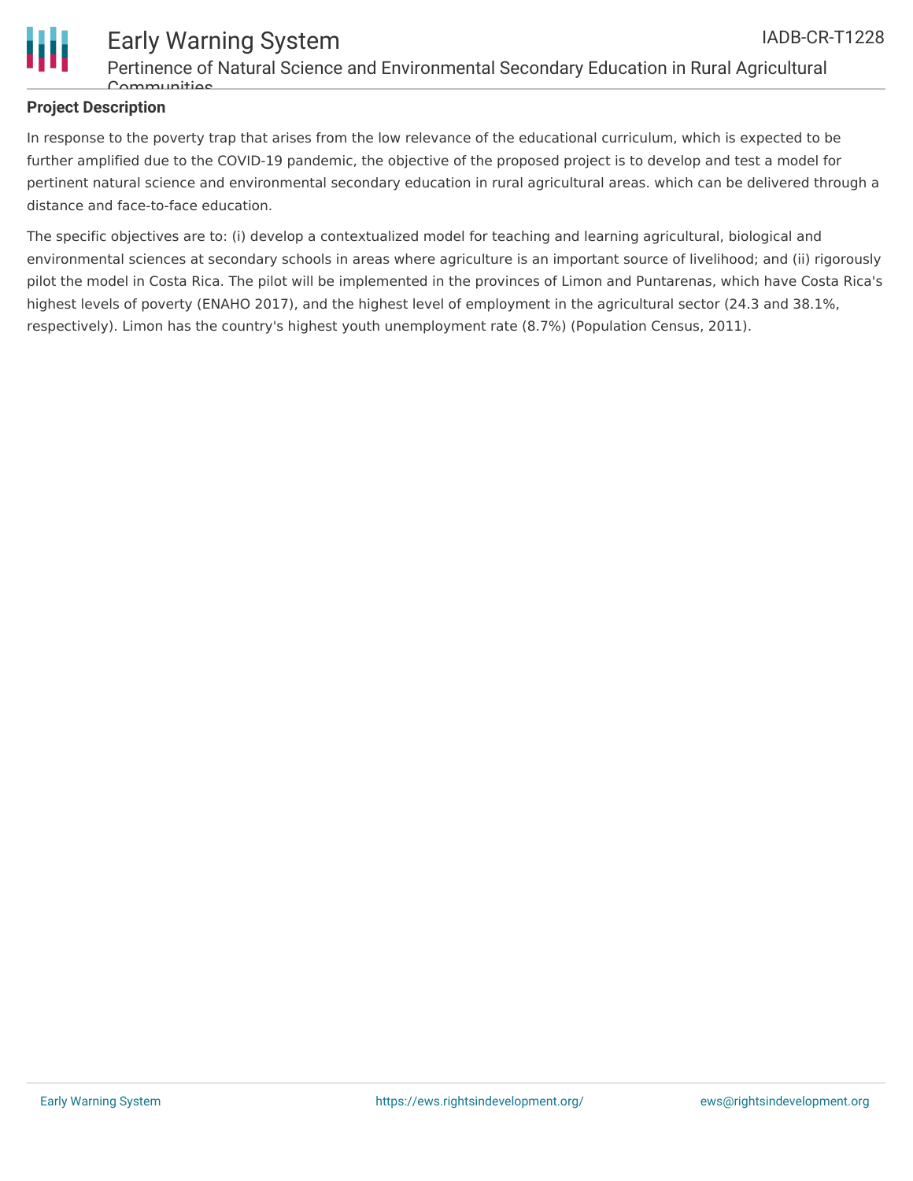## Project Description

In response to the poverty trap that arises from the low relevance of the educational curriculum, which is expected to be further amplified due to the COVID-19 pandemic, the objective of the proposed project is to develop and test a model for pertinent natural science and environmental secondary education in rural agricultural areas. which can be delivered through a distance and face-to-face education.

The specific objectives are to: (i) develop a contextualized model for teaching and learning agricultural, biological and environmental sciences at secondary schools in areas where agriculture is an important source of livelihood; and (ii) rigorously pilot the model in Costa Rica. The pilot will be implemented in the provinces of Limon and Puntarenas, which have Costa Rica's highest levels of poverty (ENAHO 2017), and the highest level of employment in the agricultural sector (24.3 and 38.1%, respectively). Limon has the country's highest youth unemployment rate (8.7%) (Population Census, 2011).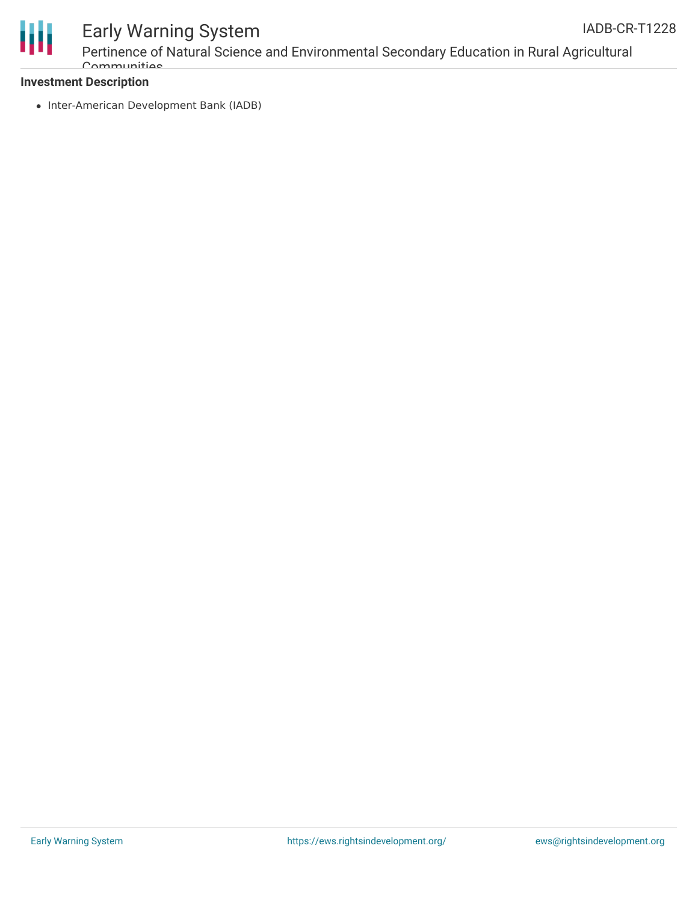**Investment Description**

- Inter-American Development Bank (IADB)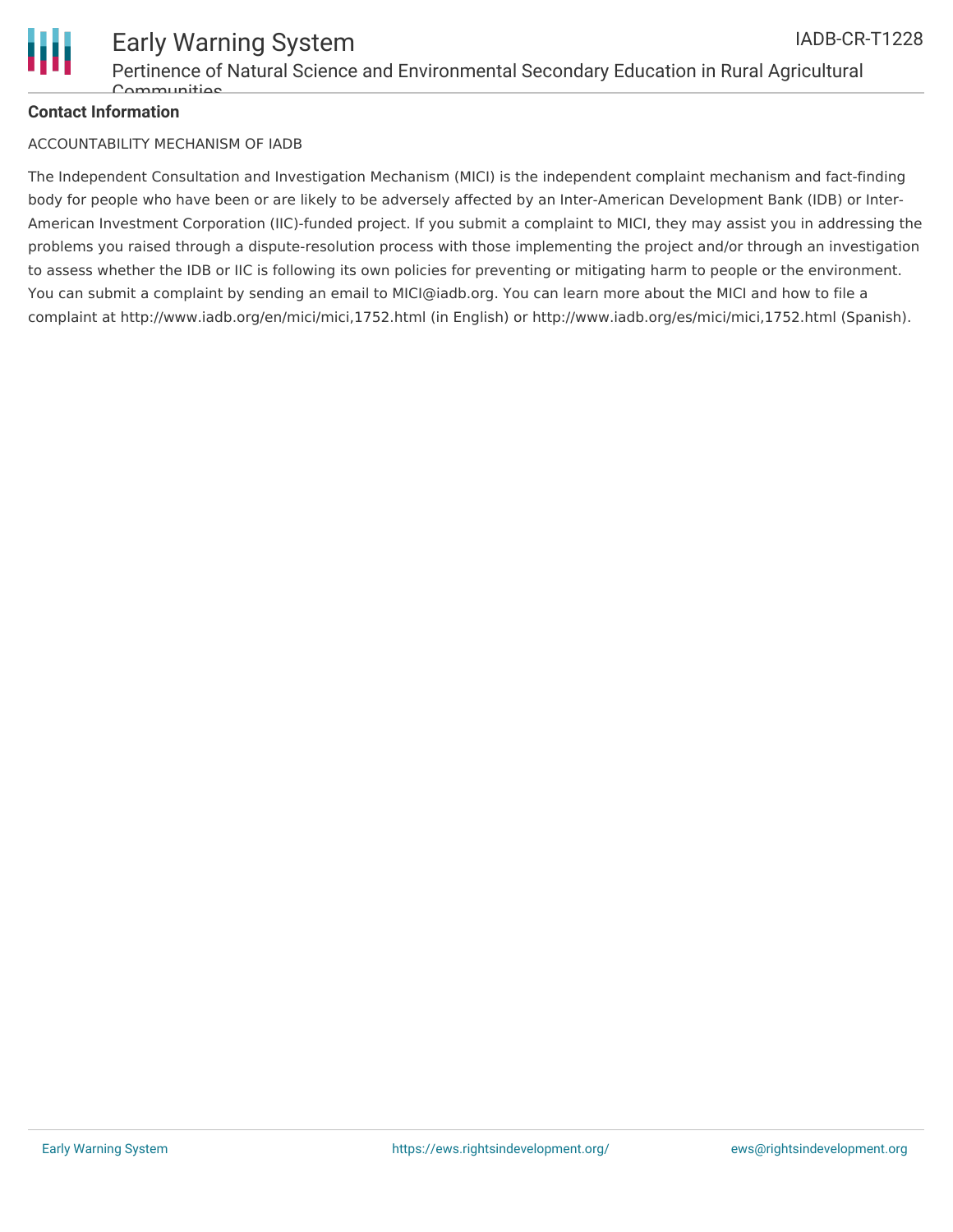**Contact Information**

ACCOUNTABILITY MECHANISM OF IADB

The Independent Consultation and Investigation Mechanism (MICI) is the independent complaint mechanism and fact-finding body for people who have been or are likely to be adversely affected by an Inter-American Development Bank (IDB) or Inter-American Investment Corporation (IIC)-funded project. If you submit a complaint to MICI, they may assist you in addressing the problems you raised through a dispute-resolution process with those implementing the project and/or through an investigation to assess whether the IDB or IIC is following its own policies for preventing or mitigating harm to people or the environment. You can submit a complaint by sending an email to MICI@iadb.org. You can learn more about the MICI and how to file a complaint at http://www.iadb.org/en/mici/mici,1752.html (in English) or http://www.iadb.org/es/mici/mici,1752.html (Spanish).